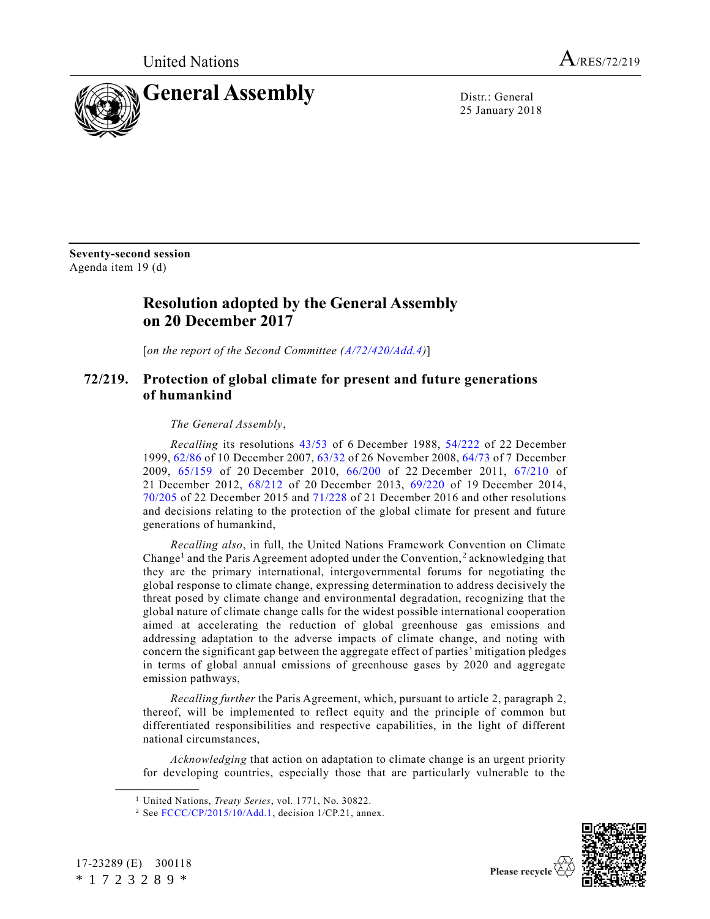United Nations A/RES/72/219

# General Assembly

Distr.: General
25 January 2018

**Seventy-second session**
Agenda item 19 (d)

## Resolution adopted by the General Assembly on 20 December 2017

[*on the report of the Second Committee (A/72/420/Add.4)*]

### 72/219. Protection of global climate for present and future generations of humankind

*The General Assembly*,

*Recalling* its resolutions 43/53 of 6 December 1988, 54/222 of 22 December 1999, 62/86 of 10 December 2007, 63/32 of 26 November 2008, 64/73 of 7 December 2009, 65/159 of 20 December 2010, 66/200 of 22 December 2011, 67/210 of 21 December 2012, 68/212 of 20 December 2013, 69/220 of 19 December 2014, 70/205 of 22 December 2015 and 71/228 of 21 December 2016 and other resolutions and decisions relating to the protection of the global climate for present and future generations of humankind,

*Recalling also*, in full, the United Nations Framework Convention on Climate Change[1] and the Paris Agreement adopted under the Convention,[2] acknowledging that they are the primary international, intergovernmental forums for negotiating the global response to climate change, expressing determination to address decisively the threat posed by climate change and environmental degradation, recognizing that the global nature of climate change calls for the widest possible international cooperation aimed at accelerating the reduction of global greenhouse gas emissions and addressing adaptation to the adverse impacts of climate change, and noting with concern the significant gap between the aggregate effect of parties' mitigation pledges in terms of global annual emissions of greenhouse gases by 2020 and aggregate emission pathways,

*Recalling further* the Paris Agreement, which, pursuant to article 2, paragraph 2, thereof, will be implemented to reflect equity and the principle of common but differentiated responsibilities and respective capabilities, in the light of different national circumstances,

*Acknowledging* that action on adaptation to climate change is an urgent priority for developing countries, especially those that are particularly vulnerable to the

[1] United Nations, *Treaty Series*, vol. 1771, No. 30822.

[2] See FCCC/CP/2015/10/Add.1, decision 1/CP.21, annex.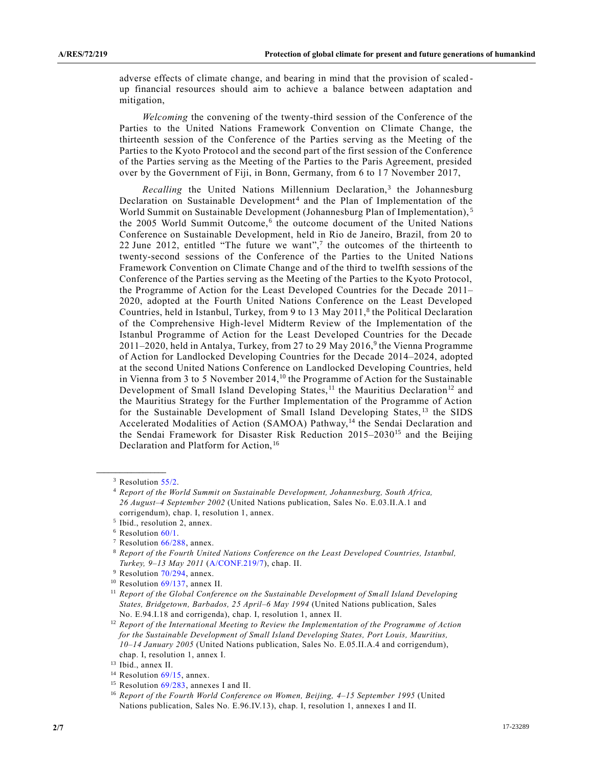adverse effects of climate change, and bearing in mind that the provision of scaled-up financial resources should aim to achieve a balance between adaptation and mitigation,

*Welcoming* the convening of the twenty-third session of the Conference of the Parties to the United Nations Framework Convention on Climate Change, the thirteenth session of the Conference of the Parties serving as the Meeting of the Parties to the Kyoto Protocol and the second part of the first session of the Conference of the Parties serving as the Meeting of the Parties to the Paris Agreement, presided over by the Government of Fiji, in Bonn, Germany, from 6 to 17 November 2017,

*Recalling* the United Nations Millennium Declaration,[3] the Johannesburg Declaration on Sustainable Development[4] and the Plan of Implementation of the World Summit on Sustainable Development (Johannesburg Plan of Implementation),[5] the 2005 World Summit Outcome,[6] the outcome document of the United Nations Conference on Sustainable Development, held in Rio de Janeiro, Brazil, from 20 to 22 June 2012, entitled "The future we want",[7] the outcomes of the thirteenth to twenty-second sessions of the Conference of the Parties to the United Nations Framework Convention on Climate Change and of the third to twelfth sessions of the Conference of the Parties serving as the Meeting of the Parties to the Kyoto Protocol, the Programme of Action for the Least Developed Countries for the Decade 2011–2020, adopted at the Fourth United Nations Conference on the Least Developed Countries, held in Istanbul, Turkey, from 9 to 13 May 2011,[8] the Political Declaration of the Comprehensive High-level Midterm Review of the Implementation of the Istanbul Programme of Action for the Least Developed Countries for the Decade 2011–2020, held in Antalya, Turkey, from 27 to 29 May 2016,[9] the Vienna Programme of Action for Landlocked Developing Countries for the Decade 2014–2024, adopted at the second United Nations Conference on Landlocked Developing Countries, held in Vienna from 3 to 5 November 2014,[10] the Programme of Action for the Sustainable Development of Small Island Developing States,[11] the Mauritius Declaration[12] and the Mauritius Strategy for the Further Implementation of the Programme of Action for the Sustainable Development of Small Island Developing States,[13] the SIDS Accelerated Modalities of Action (SAMOA) Pathway,[14] the Sendai Declaration and the Sendai Framework for Disaster Risk Reduction 2015–2030[15] and the Beijing Declaration and Platform for Action,[16]

---

[3] Resolution 55/2.

[4] *Report of the World Summit on Sustainable Development, Johannesburg, South Africa, 26 August–4 September 2002* (United Nations publication, Sales No. E.03.II.A.1 and corrigendum), chap. I, resolution 1, annex.

[5] Ibid., resolution 2, annex.

[6] Resolution 60/1.

[7] Resolution 66/288, annex.

[8] *Report of the Fourth United Nations Conference on the Least Developed Countries, Istanbul, Turkey, 9–13 May 2011* (A/CONF.219/7), chap. II.

[9] Resolution 70/294, annex.

[10] Resolution 69/137, annex II.

[11] *Report of the Global Conference on the Sustainable Development of Small Island Developing States, Bridgetown, Barbados, 25 April–6 May 1994* (United Nations publication, Sales No. E.94.I.18 and corrigenda), chap. I, resolution 1, annex II.

[12] *Report of the International Meeting to Review the Implementation of the Programme of Action for the Sustainable Development of Small Island Developing States, Port Louis, Mauritius, 10–14 January 2005* (United Nations publication, Sales No. E.05.II.A.4 and corrigendum), chap. I, resolution 1, annex I.

[13] Ibid., annex II.

[14] Resolution 69/15, annex.

[15] Resolution 69/283, annexes I and II.

[16] *Report of the Fourth World Conference on Women, Beijing, 4–15 September 1995* (United Nations publication, Sales No. E.96.IV.13), chap. I, resolution 1, annexes I and II.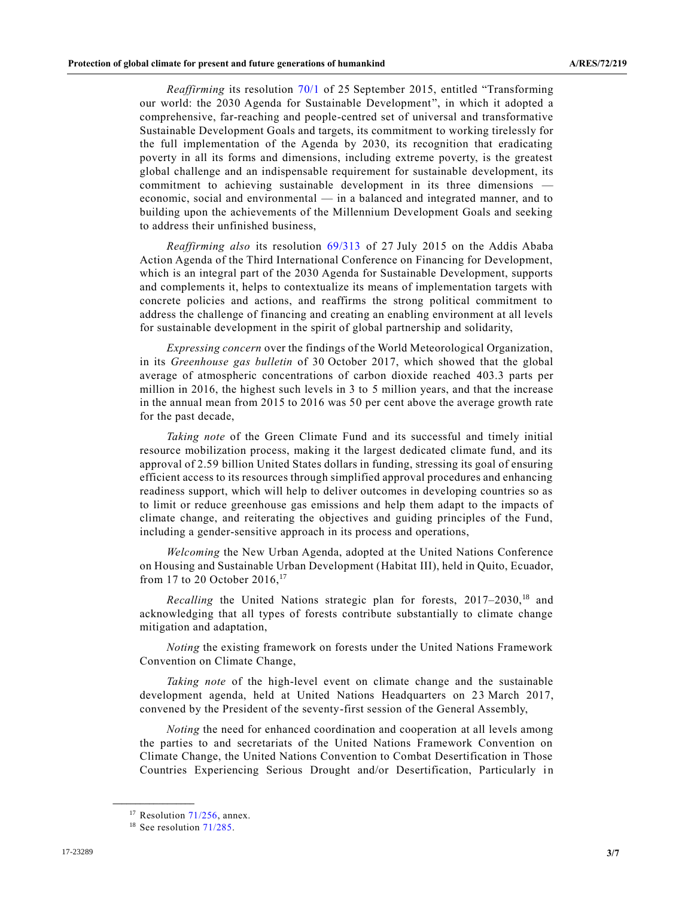*Reaffirming* its resolution 70/1 of 25 September 2015, entitled "Transforming our world: the 2030 Agenda for Sustainable Development", in which it adopted a comprehensive, far-reaching and people-centred set of universal and transformative Sustainable Development Goals and targets, its commitment to working tirelessly for the full implementation of the Agenda by 2030, its recognition that eradicating poverty in all its forms and dimensions, including extreme poverty, is the greatest global challenge and an indispensable requirement for sustainable development, its commitment to achieving sustainable development in its three dimensions — economic, social and environmental — in a balanced and integrated manner, and to building upon the achievements of the Millennium Development Goals and seeking to address their unfinished business,

*Reaffirming also* its resolution 69/313 of 27 July 2015 on the Addis Ababa Action Agenda of the Third International Conference on Financing for Development, which is an integral part of the 2030 Agenda for Sustainable Development, supports and complements it, helps to contextualize its means of implementation targets with concrete policies and actions, and reaffirms the strong political commitment to address the challenge of financing and creating an enabling environment at all levels for sustainable development in the spirit of global partnership and solidarity,

*Expressing concern* over the findings of the World Meteorological Organization, in its *Greenhouse gas bulletin* of 30 October 2017, which showed that the global average of atmospheric concentrations of carbon dioxide reached 403.3 parts per million in 2016, the highest such levels in 3 to 5 million years, and that the increase in the annual mean from 2015 to 2016 was 50 per cent above the average growth rate for the past decade,

*Taking note* of the Green Climate Fund and its successful and timely initial resource mobilization process, making it the largest dedicated climate fund, and its approval of 2.59 billion United States dollars in funding, stressing its goal of ensuring efficient access to its resources through simplified approval procedures and enhancing readiness support, which will help to deliver outcomes in developing countries so as to limit or reduce greenhouse gas emissions and help them adapt to the impacts of climate change, and reiterating the objectives and guiding principles of the Fund, including a gender-sensitive approach in its process and operations,

*Welcoming* the New Urban Agenda, adopted at the United Nations Conference on Housing and Sustainable Urban Development (Habitat III), held in Quito, Ecuador, from 17 to 20 October 2016,[17]

*Recalling* the United Nations strategic plan for forests, 2017–2030,[18] and acknowledging that all types of forests contribute substantially to climate change mitigation and adaptation,

*Noting* the existing framework on forests under the United Nations Framework Convention on Climate Change,

*Taking note* of the high-level event on climate change and the sustainable development agenda, held at United Nations Headquarters on 23 March 2017, convened by the President of the seventy-first session of the General Assembly,

*Noting* the need for enhanced coordination and cooperation at all levels among the parties to and secretariats of the United Nations Framework Convention on Climate Change, the United Nations Convention to Combat Desertification in Those Countries Experiencing Serious Drought and/or Desertification, Particularly in

---

[17] Resolution 71/256, annex.

[18] See resolution 71/285.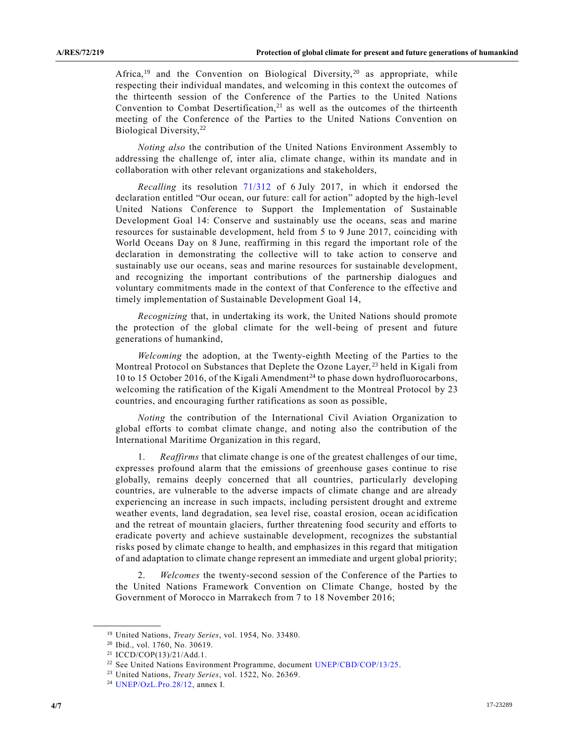Africa,[19] and the Convention on Biological Diversity,[20] as appropriate, while respecting their individual mandates, and welcoming in this context the outcomes of the thirteenth session of the Conference of the Parties to the United Nations Convention to Combat Desertification,[21] as well as the outcomes of the thirteenth meeting of the Conference of the Parties to the United Nations Convention on Biological Diversity,[22]

*Noting also* the contribution of the United Nations Environment Assembly to addressing the challenge of, inter alia, climate change, within its mandate and in collaboration with other relevant organizations and stakeholders,

*Recalling* its resolution 71/312 of 6 July 2017, in which it endorsed the declaration entitled "Our ocean, our future: call for action" adopted by the high-level United Nations Conference to Support the Implementation of Sustainable Development Goal 14: Conserve and sustainably use the oceans, seas and marine resources for sustainable development, held from 5 to 9 June 2017, coinciding with World Oceans Day on 8 June, reaffirming in this regard the important role of the declaration in demonstrating the collective will to take action to conserve and sustainably use our oceans, seas and marine resources for sustainable development, and recognizing the important contributions of the partnership dialogues and voluntary commitments made in the context of that Conference to the effective and timely implementation of Sustainable Development Goal 14,

*Recognizing* that, in undertaking its work, the United Nations should promote the protection of the global climate for the well-being of present and future generations of humankind,

*Welcoming* the adoption, at the Twenty-eighth Meeting of the Parties to the Montreal Protocol on Substances that Deplete the Ozone Layer,[23] held in Kigali from 10 to 15 October 2016, of the Kigali Amendment[24] to phase down hydrofluorocarbons, welcoming the ratification of the Kigali Amendment to the Montreal Protocol by 23 countries, and encouraging further ratifications as soon as possible,

*Noting* the contribution of the International Civil Aviation Organization to global efforts to combat climate change, and noting also the contribution of the International Maritime Organization in this regard,

1. *Reaffirms* that climate change is one of the greatest challenges of our time, expresses profound alarm that the emissions of greenhouse gases continue to rise globally, remains deeply concerned that all countries, particularly developing countries, are vulnerable to the adverse impacts of climate change and are already experiencing an increase in such impacts, including persistent drought and extreme weather events, land degradation, sea level rise, coastal erosion, ocean acidification and the retreat of mountain glaciers, further threatening food security and efforts to eradicate poverty and achieve sustainable development, recognizes the substantial risks posed by climate change to health, and emphasizes in this regard that mitigation of and adaptation to climate change represent an immediate and urgent global priority;

2. *Welcomes* the twenty-second session of the Conference of the Parties to the United Nations Framework Convention on Climate Change, hosted by the Government of Morocco in Marrakech from 7 to 18 November 2016;

---

[19] United Nations, *Treaty Series*, vol. 1954, No. 33480.

[20] Ibid., vol. 1760, No. 30619.

[21] ICCD/COP(13)/21/Add.1.

[22] See United Nations Environment Programme, document UNEP/CBD/COP/13/25.

[23] United Nations, *Treaty Series*, vol. 1522, No. 26369.

[24] UNEP/OzL.Pro.28/12, annex I.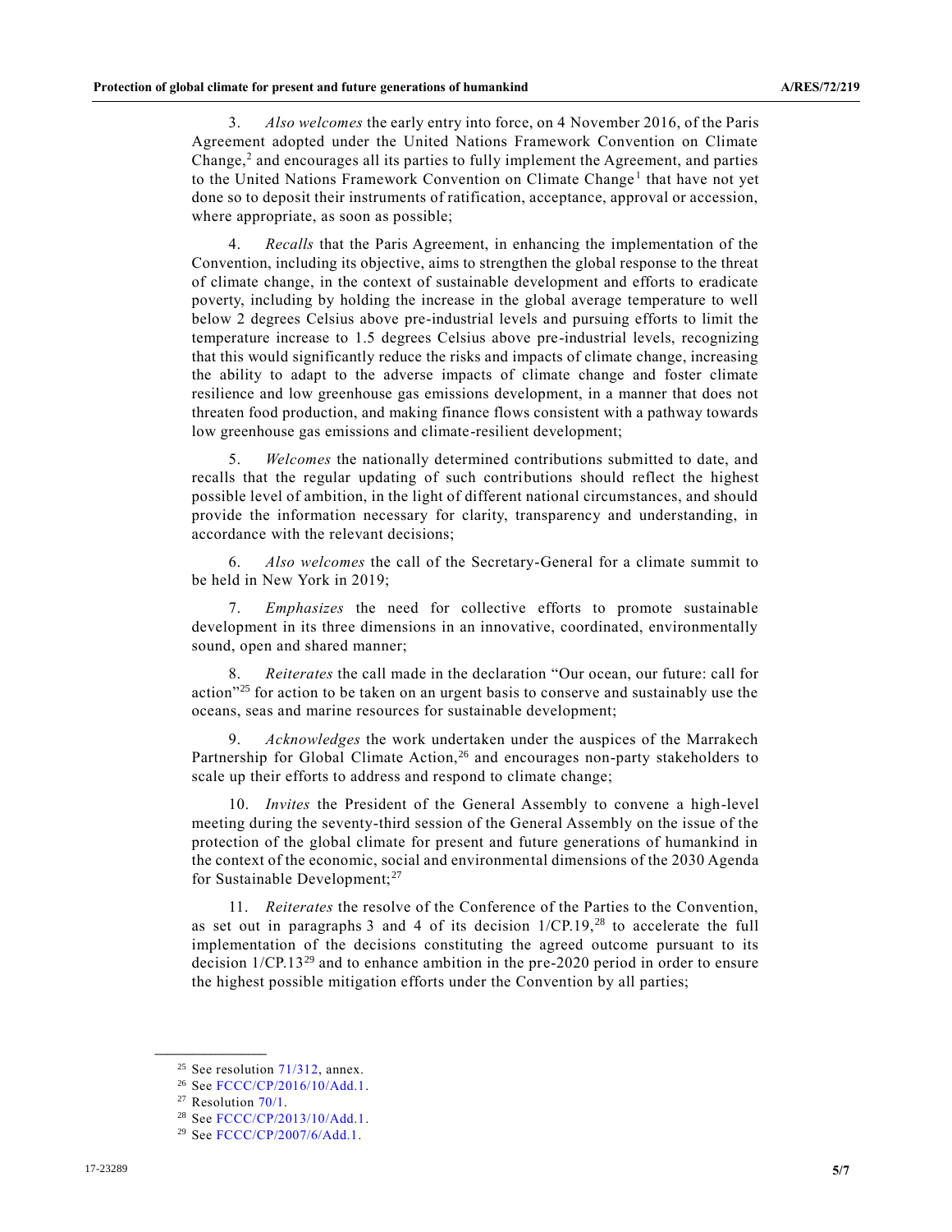3. *Also welcomes* the early entry into force, on 4 November 2016, of the Paris Agreement adopted under the United Nations Framework Convention on Climate Change,[2] and encourages all its parties to fully implement the Agreement, and parties to the United Nations Framework Convention on Climate Change[1] that have not yet done so to deposit their instruments of ratification, acceptance, approval or accession, where appropriate, as soon as possible;

4. *Recalls* that the Paris Agreement, in enhancing the implementation of the Convention, including its objective, aims to strengthen the global response to the threat of climate change, in the context of sustainable development and efforts to eradicate poverty, including by holding the increase in the global average temperature to well below 2 degrees Celsius above pre-industrial levels and pursuing efforts to limit the temperature increase to 1.5 degrees Celsius above pre-industrial levels, recognizing that this would significantly reduce the risks and impacts of climate change, increasing the ability to adapt to the adverse impacts of climate change and foster climate resilience and low greenhouse gas emissions development, in a manner that does not threaten food production, and making finance flows consistent with a pathway towards low greenhouse gas emissions and climate-resilient development;

5. *Welcomes* the nationally determined contributions submitted to date, and recalls that the regular updating of such contributions should reflect the highest possible level of ambition, in the light of different national circumstances, and should provide the information necessary for clarity, transparency and understanding, in accordance with the relevant decisions;

6. *Also welcomes* the call of the Secretary-General for a climate summit to be held in New York in 2019;

7. *Emphasizes* the need for collective efforts to promote sustainable development in its three dimensions in an innovative, coordinated, environmentally sound, open and shared manner;

8. *Reiterates* the call made in the declaration "Our ocean, our future: call for action"[25] for action to be taken on an urgent basis to conserve and sustainably use the oceans, seas and marine resources for sustainable development;

9. *Acknowledges* the work undertaken under the auspices of the Marrakech Partnership for Global Climate Action,[26] and encourages non-party stakeholders to scale up their efforts to address and respond to climate change;

10. *Invites* the President of the General Assembly to convene a high-level meeting during the seventy-third session of the General Assembly on the issue of the protection of the global climate for present and future generations of humankind in the context of the economic, social and environmental dimensions of the 2030 Agenda for Sustainable Development;[27]

11. *Reiterates* the resolve of the Conference of the Parties to the Convention, as set out in paragraphs 3 and 4 of its decision 1/CP.19,[28] to accelerate the full implementation of the decisions constituting the agreed outcome pursuant to its decision 1/CP.13[29] and to enhance ambition in the pre-2020 period in order to ensure the highest possible mitigation efforts under the Convention by all parties;

---

[25] See resolution 71/312, annex.

[26] See FCCC/CP/2016/10/Add.1.

[27] Resolution 70/1.

[28] See FCCC/CP/2013/10/Add.1.

[29] See FCCC/CP/2007/6/Add.1.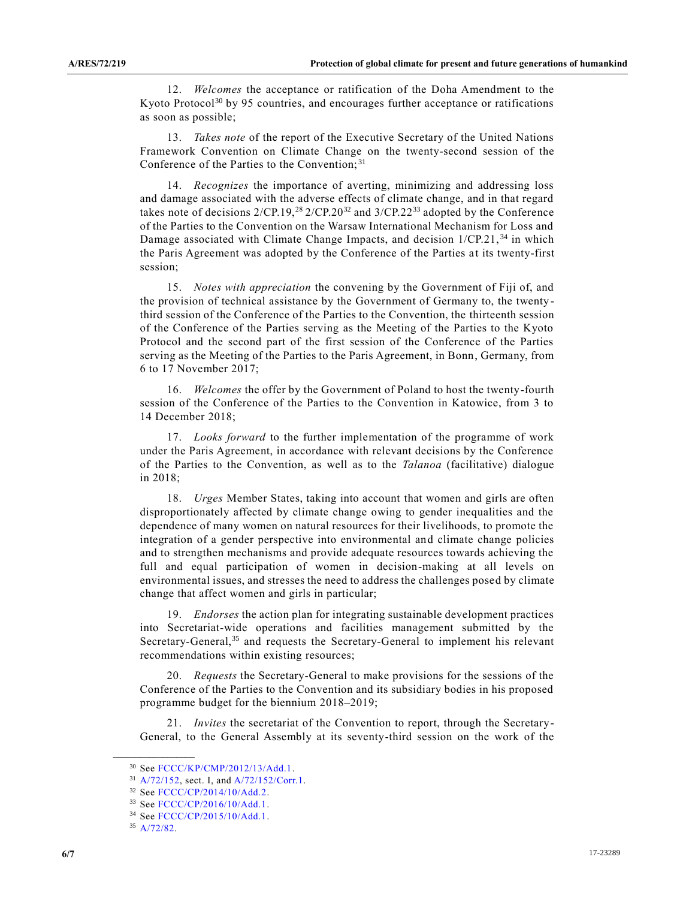12. *Welcomes* the acceptance or ratification of the Doha Amendment to the Kyoto Protocol[30] by 95 countries, and encourages further acceptance or ratifications as soon as possible;

13. *Takes note* of the report of the Executive Secretary of the United Nations Framework Convention on Climate Change on the twenty-second session of the Conference of the Parties to the Convention;[31]

14. *Recognizes* the importance of averting, minimizing and addressing loss and damage associated with the adverse effects of climate change, and in that regard takes note of decisions 2/CP.19,[28] 2/CP.20[32] and 3/CP.22[33] adopted by the Conference of the Parties to the Convention on the Warsaw International Mechanism for Loss and Damage associated with Climate Change Impacts, and decision 1/CP.21,[34] in which the Paris Agreement was adopted by the Conference of the Parties at its twenty-first session;

15. *Notes with appreciation* the convening by the Government of Fiji of, and the provision of technical assistance by the Government of Germany to, the twenty-third session of the Conference of the Parties to the Convention, the thirteenth session of the Conference of the Parties serving as the Meeting of the Parties to the Kyoto Protocol and the second part of the first session of the Conference of the Parties serving as the Meeting of the Parties to the Paris Agreement, in Bonn, Germany, from 6 to 17 November 2017;

16. *Welcomes* the offer by the Government of Poland to host the twenty-fourth session of the Conference of the Parties to the Convention in Katowice, from 3 to 14 December 2018;

17. *Looks forward* to the further implementation of the programme of work under the Paris Agreement, in accordance with relevant decisions by the Conference of the Parties to the Convention, as well as to the *Talanoa* (facilitative) dialogue in 2018;

18. *Urges* Member States, taking into account that women and girls are often disproportionately affected by climate change owing to gender inequalities and the dependence of many women on natural resources for their livelihoods, to promote the integration of a gender perspective into environmental and climate change policies and to strengthen mechanisms and provide adequate resources towards achieving the full and equal participation of women in decision-making at all levels on environmental issues, and stresses the need to address the challenges posed by climate change that affect women and girls in particular;

19. *Endorses* the action plan for integrating sustainable development practices into Secretariat-wide operations and facilities management submitted by the Secretary-General,[35] and requests the Secretary-General to implement his relevant recommendations within existing resources;

20. *Requests* the Secretary-General to make provisions for the sessions of the Conference of the Parties to the Convention and its subsidiary bodies in his proposed programme budget for the biennium 2018–2019;

21. *Invites* the secretariat of the Convention to report, through the Secretary-General, to the General Assembly at its seventy-third session on the work of the

---

[30] See FCCC/KP/CMP/2012/13/Add.1.

[31] A/72/152, sect. I, and A/72/152/Corr.1.

[32] See FCCC/CP/2014/10/Add.2.

[33] See FCCC/CP/2016/10/Add.1.

[34] See FCCC/CP/2015/10/Add.1.

[35] A/72/82.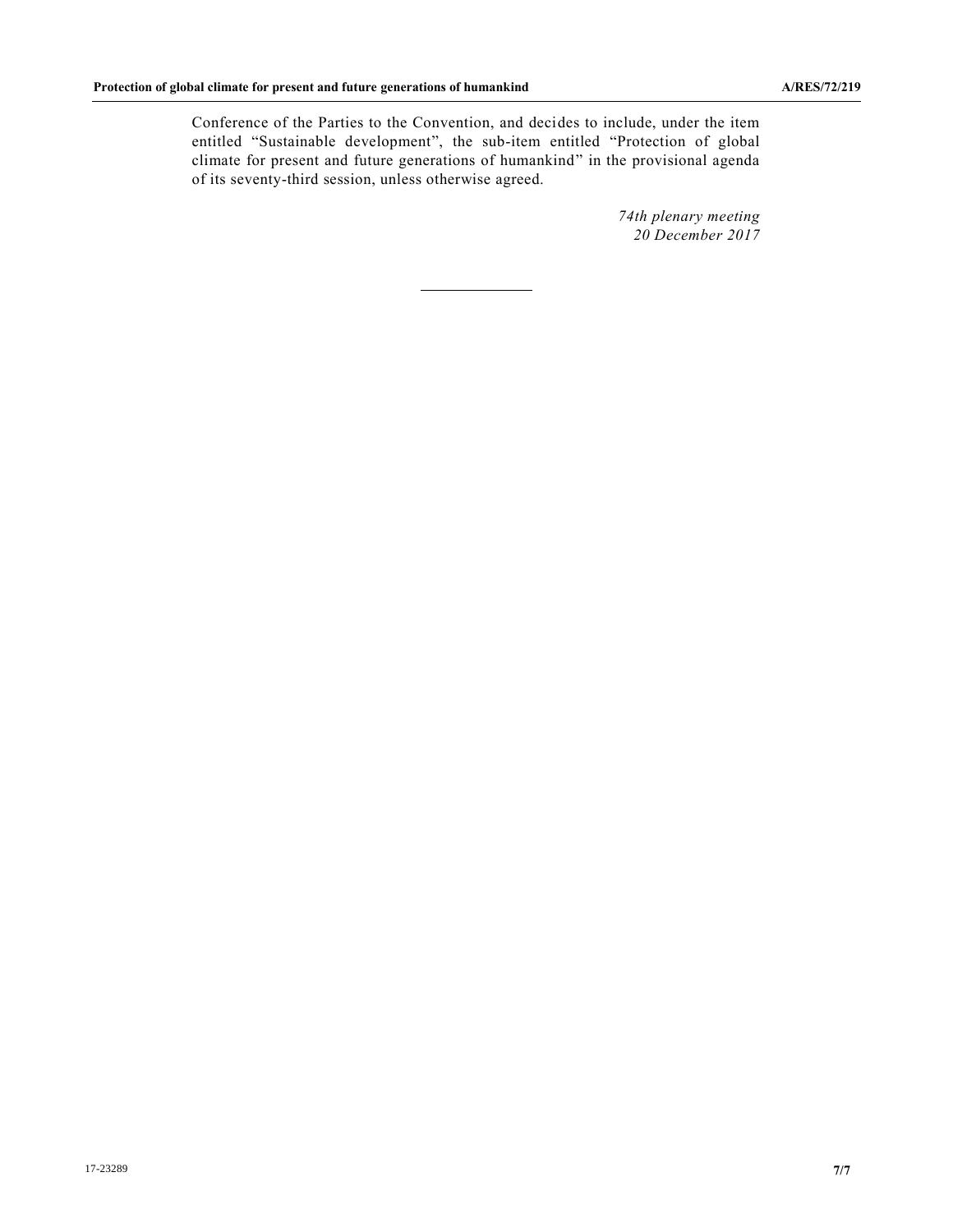Conference of the Parties to the Convention, and decides to include, under the item entitled "Sustainable development", the sub-item entitled "Protection of global climate for present and future generations of humankind" in the provisional agenda of its seventy-third session, unless otherwise agreed.

*74th plenary meeting*
*20 December 2017*